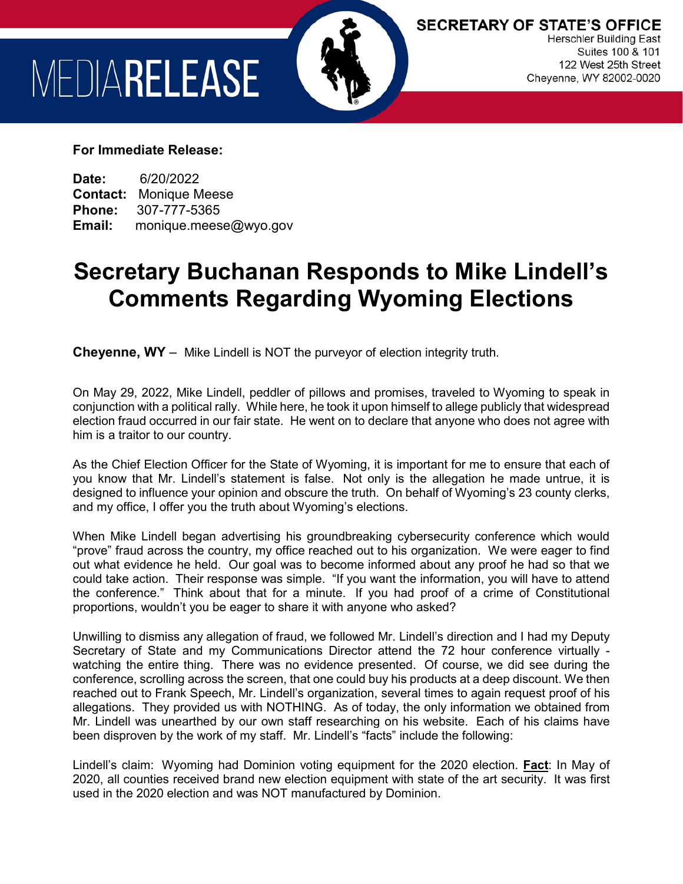MEDIA**RELEASE**

**SECRETARY OF STATE'S OFFICE**
Herschler Building East
Suites 100 & 101
122 West 25th Street
Cheyenne, WY 82002-0020

**For Immediate Release:**

**Date:** 6/20/2022
**Contact:** Monique Meese
**Phone:** 307-777-5365
**Email:** monique.meese@wyo.gov

# Secretary Buchanan Responds to Mike Lindell's Comments Regarding Wyoming Elections

**Cheyenne, WY** – Mike Lindell is NOT the purveyor of election integrity truth.

On May 29, 2022, Mike Lindell, peddler of pillows and promises, traveled to Wyoming to speak in conjunction with a political rally. While here, he took it upon himself to allege publicly that widespread election fraud occurred in our fair state. He went on to declare that anyone who does not agree with him is a traitor to our country.

As the Chief Election Officer for the State of Wyoming, it is important for me to ensure that each of you know that Mr. Lindell's statement is false. Not only is the allegation he made untrue, it is designed to influence your opinion and obscure the truth. On behalf of Wyoming's 23 county clerks, and my office, I offer you the truth about Wyoming's elections.

When Mike Lindell began advertising his groundbreaking cybersecurity conference which would "prove" fraud across the country, my office reached out to his organization. We were eager to find out what evidence he held. Our goal was to become informed about any proof he had so that we could take action. Their response was simple. "If you want the information, you will have to attend the conference." Think about that for a minute. If you had proof of a crime of Constitutional proportions, wouldn't you be eager to share it with anyone who asked?

Unwilling to dismiss any allegation of fraud, we followed Mr. Lindell's direction and I had my Deputy Secretary of State and my Communications Director attend the 72 hour conference virtually - watching the entire thing. There was no evidence presented. Of course, we did see during the conference, scrolling across the screen, that one could buy his products at a deep discount. We then reached out to Frank Speech, Mr. Lindell's organization, several times to again request proof of his allegations. They provided us with NOTHING. As of today, the only information we obtained from Mr. Lindell was unearthed by our own staff researching on his website. Each of his claims have been disproven by the work of my staff. Mr. Lindell's "facts" include the following:

Lindell's claim: Wyoming had Dominion voting equipment for the 2020 election. **Fact**: In May of 2020, all counties received brand new election equipment with state of the art security. It was first used in the 2020 election and was NOT manufactured by Dominion.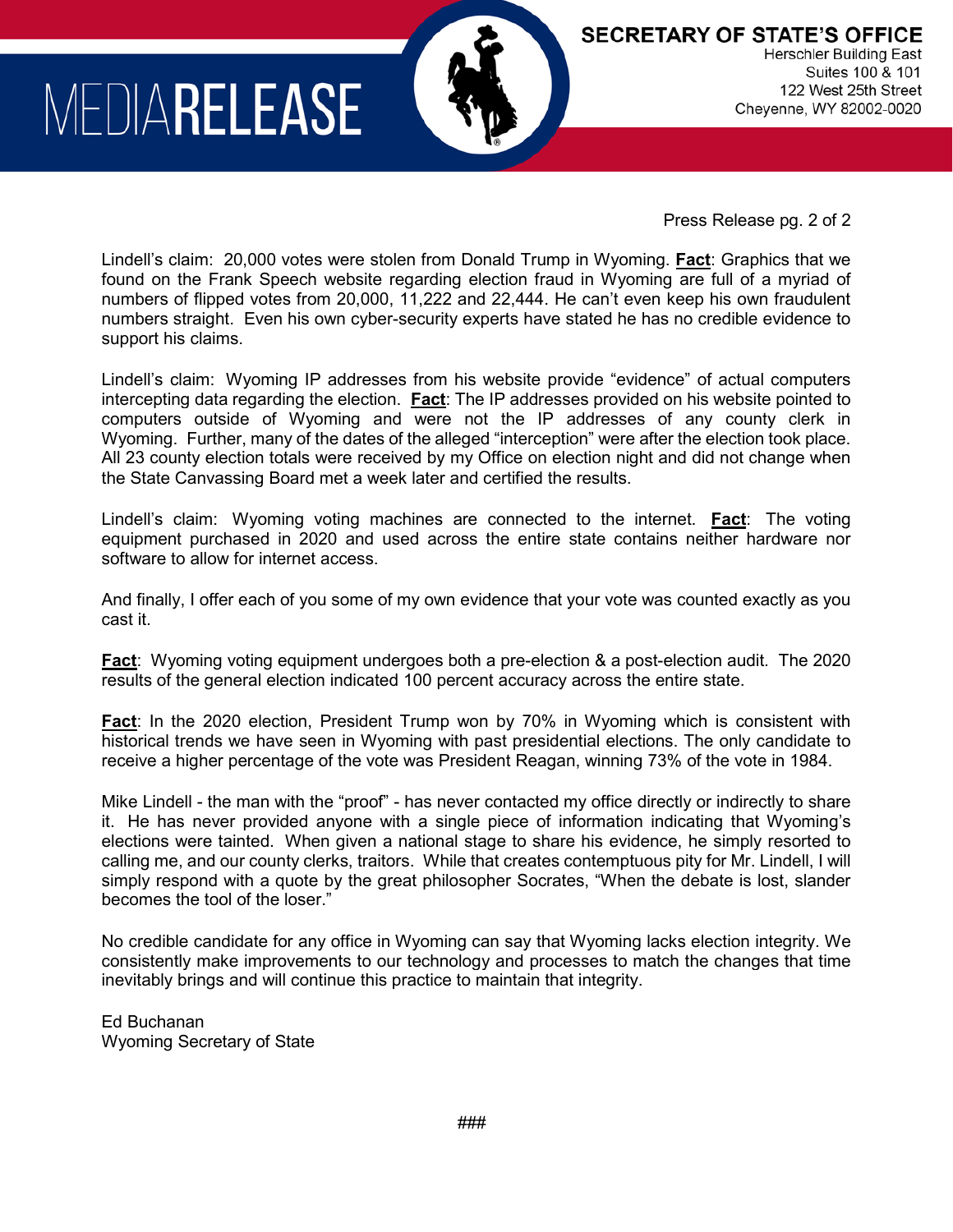Lindell's claim: 20,000 votes were stolen from Donald Trump in Wyoming. **Fact**: Graphics that we found on the Frank Speech website regarding election fraud in Wyoming are full of a myriad of numbers of flipped votes from 20,000, 11,222 and 22,444. He can't even keep his own fraudulent numbers straight. Even his own cyber-security experts have stated he has no credible evidence to support his claims.

Lindell's claim: Wyoming IP addresses from his website provide "evidence" of actual computers intercepting data regarding the election. **Fact**: The IP addresses provided on his website pointed to computers outside of Wyoming and were not the IP addresses of any county clerk in Wyoming. Further, many of the dates of the alleged "interception" were after the election took place. All 23 county election totals were received by my Office on election night and did not change when the State Canvassing Board met a week later and certified the results.

Lindell's claim: Wyoming voting machines are connected to the internet. **Fact**: The voting equipment purchased in 2020 and used across the entire state contains neither hardware nor software to allow for internet access.

And finally, I offer each of you some of my own evidence that your vote was counted exactly as you cast it.

**Fact**: Wyoming voting equipment undergoes both a pre-election & a post-election audit. The 2020 results of the general election indicated 100 percent accuracy across the entire state.

**Fact**: In the 2020 election, President Trump won by 70% in Wyoming which is consistent with historical trends we have seen in Wyoming with past presidential elections. The only candidate to receive a higher percentage of the vote was President Reagan, winning 73% of the vote in 1984.

Mike Lindell - the man with the "proof" - has never contacted my office directly or indirectly to share it. He has never provided anyone with a single piece of information indicating that Wyoming's elections were tainted. When given a national stage to share his evidence, he simply resorted to calling me, and our county clerks, traitors. While that creates contemptuous pity for Mr. Lindell, I will simply respond with a quote by the great philosopher Socrates, "When the debate is lost, slander becomes the tool of the loser."

No credible candidate for any office in Wyoming can say that Wyoming lacks election integrity. We consistently make improvements to our technology and processes to match the changes that time inevitably brings and will continue this practice to maintain that integrity.

Ed Buchanan
Wyoming Secretary of State

###